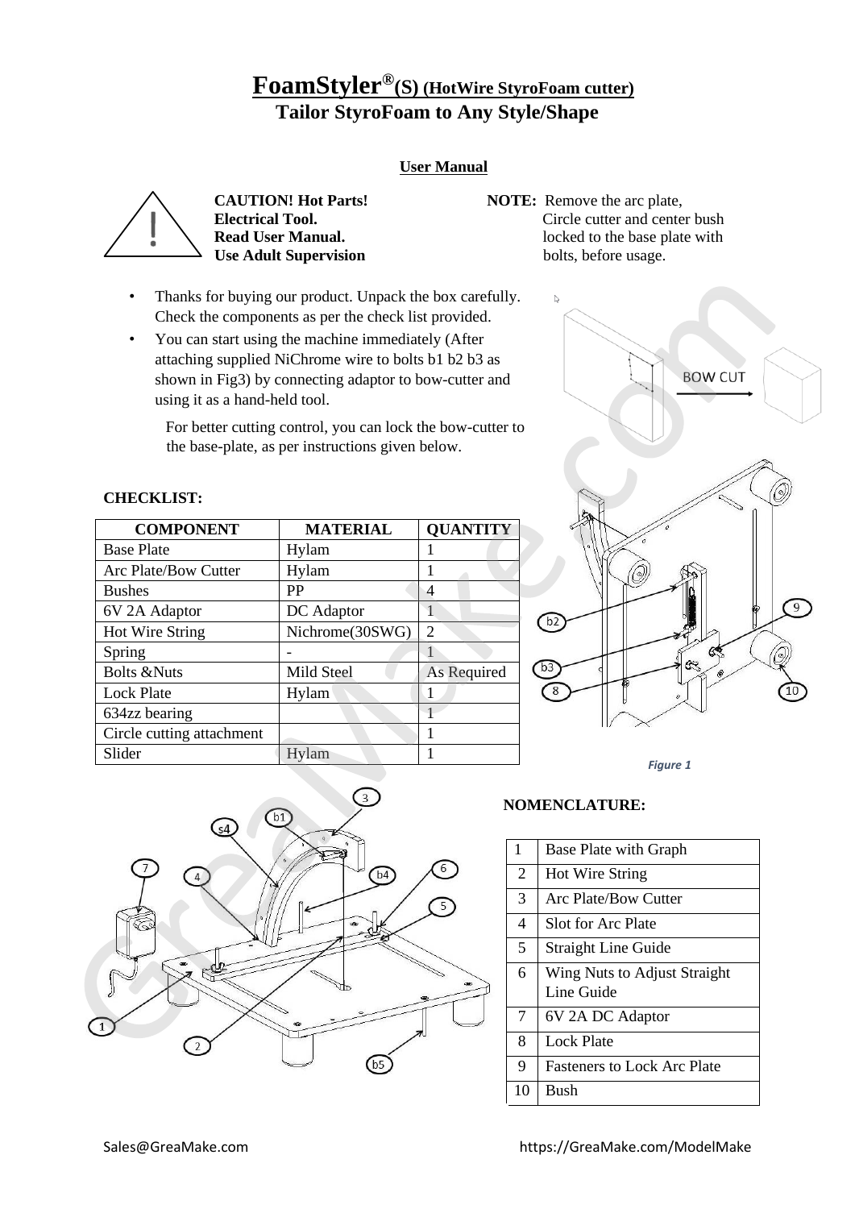# FoamStyler®(S) (HotWire StyroFoam cutter)

## Tailor StyroFoam to Any Style/Shape

**User Manual**

**CAUTION! Hot Parts!**
**Electrical Tool.**
**Read User Manual.**
**Use Adult Supervision**

**NOTE:** Remove the arc plate, Circle cutter and center bush locked to the base plate with bolts, before usage.

- Thanks for buying our product. Unpack the box carefully. Check the components as per the check list provided.
- You can start using the machine immediately (After attaching supplied NiChrome wire to bolts b1 b2 b3 as shown in Fig3) by connecting adaptor to bow-cutter and using it as a hand-held tool.

For better cutting control, you can lock the bow-cutter to the base-plate, as per instructions given below.

**CHECKLIST:**

| COMPONENT | MATERIAL | QUANTITY |
|---|---|---|
| Base Plate | Hylam | 1 |
| Arc Plate/Bow Cutter | Hylam | 1 |
| Bushes | PP | 4 |
| 6V 2A Adaptor | DC Adaptor | 1 |
| Hot Wire String | Nichrome(30SWG) | 2 |
| Spring | - | 1 |
| Bolts &Nuts | Mild Steel | As Required |
| Lock Plate | Hylam | 1 |
| 634zz bearing | | 1 |
| Circle cutting attachment | | 1 |
| Slider | Hylam | 1 |

*Figure 1*

**NOMENCLATURE:**

| | |
|---|---|
| 1 | Base Plate with Graph |
| 2 | Hot Wire String |
| 3 | Arc Plate/Bow Cutter |
| 4 | Slot for Arc Plate |
| 5 | Straight Line Guide |
| 6 | Wing Nuts to Adjust Straight Line Guide |
| 7 | 6V 2A DC Adaptor |
| 8 | Lock Plate |
| 9 | Fasteners to Lock Arc Plate |
| 10 | Bush |

Sales@GreaMake.com https://GreaMake.com/ModelMake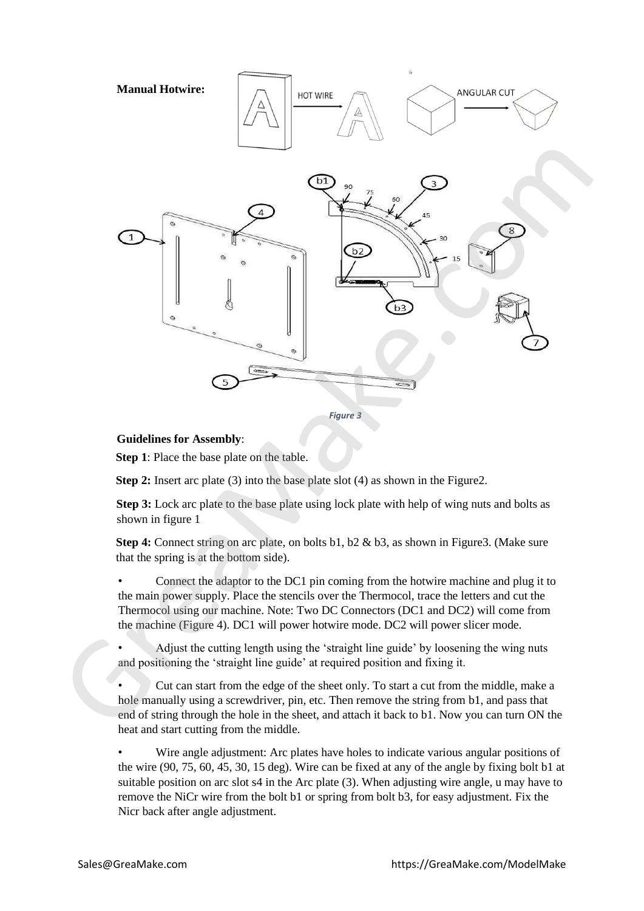**Manual Hotwire:**

*Figure 3*

**Guidelines for Assembly**:

**Step 1**: Place the base plate on the table.

**Step 2:** Insert arc plate (3) into the base plate slot (4) as shown in the Figure2.

**Step 3:** Lock arc plate to the base plate using lock plate with help of wing nuts and bolts as shown in figure 1

**Step 4:** Connect string on arc plate, on bolts b1, b2 & b3, as shown in Figure3. (Make sure that the spring is at the bottom side).

- Connect the adaptor to the DC1 pin coming from the hotwire machine and plug it to the main power supply. Place the stencils over the Thermocol, trace the letters and cut the Thermocol using our machine. Note: Two DC Connectors (DC1 and DC2) will come from the machine (Figure 4). DC1 will power hotwire mode. DC2 will power slicer mode.

- Adjust the cutting length using the 'straight line guide' by loosening the wing nuts and positioning the 'straight line guide' at required position and fixing it.

- Cut can start from the edge of the sheet only. To start a cut from the middle, make a hole manually using a screwdriver, pin, etc. Then remove the string from b1, and pass that end of string through the hole in the sheet, and attach it back to b1. Now you can turn ON the heat and start cutting from the middle.

- Wire angle adjustment: Arc plates have holes to indicate various angular positions of the wire (90, 75, 60, 45, 30, 15 deg). Wire can be fixed at any of the angle by fixing bolt b1 at suitable position on arc slot s4 in the Arc plate (3). When adjusting wire angle, u may have to remove the NiCr wire from the bolt b1 or spring from bolt b3, for easy adjustment. Fix the Nicr back after angle adjustment.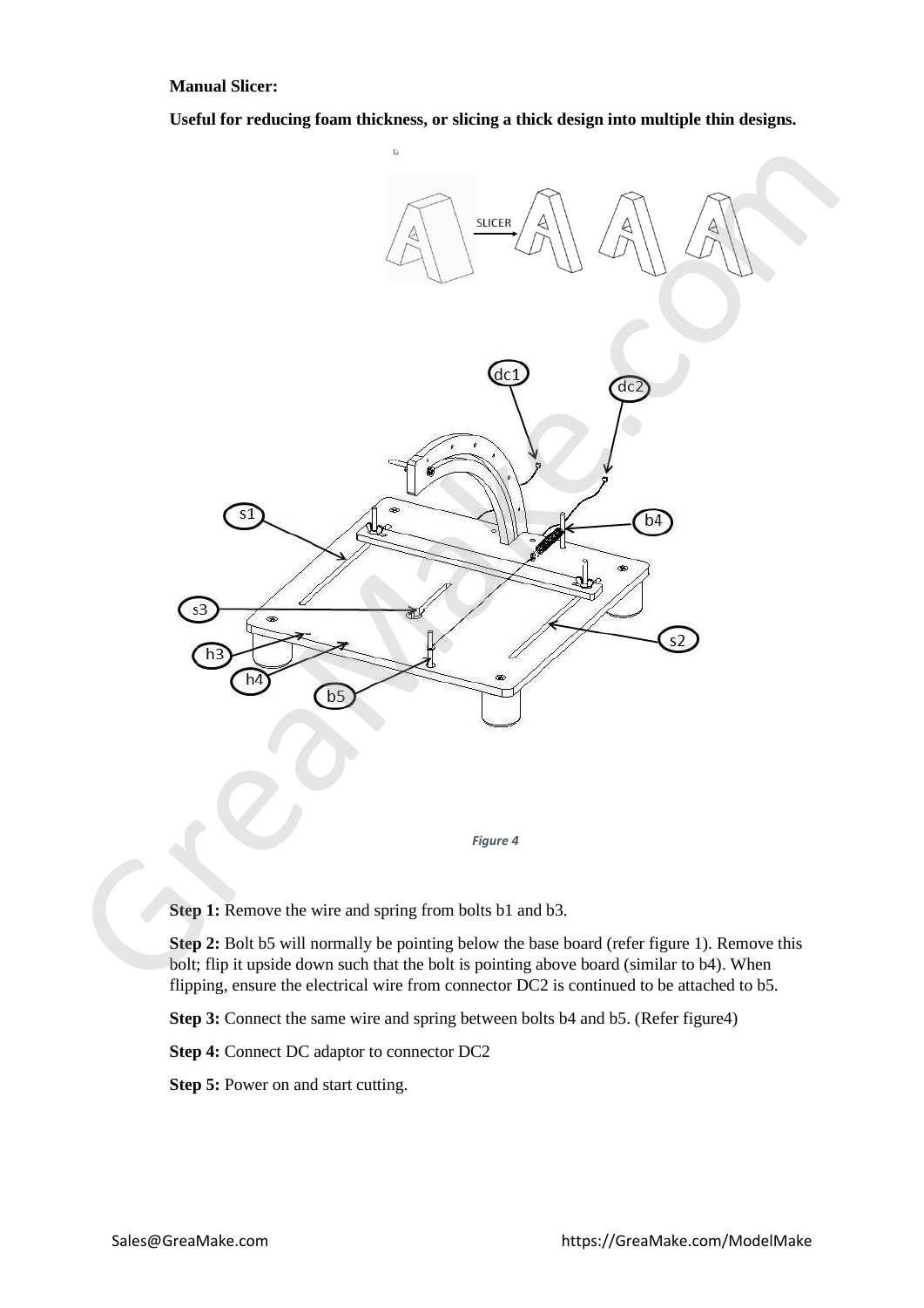**Manual Slicer:**

**Useful for reducing foam thickness, or slicing a thick design into multiple thin designs.**

*Figure 4*

**Step 1:** Remove the wire and spring from bolts b1 and b3.

**Step 2:** Bolt b5 will normally be pointing below the base board (refer figure 1). Remove this bolt; flip it upside down such that the bolt is pointing above board (similar to b4). When flipping, ensure the electrical wire from connector DC2 is continued to be attached to b5.

**Step 3:** Connect the same wire and spring between bolts b4 and b5. (Refer figure4)

**Step 4:** Connect DC adaptor to connector DC2

**Step 5:** Power on and start cutting.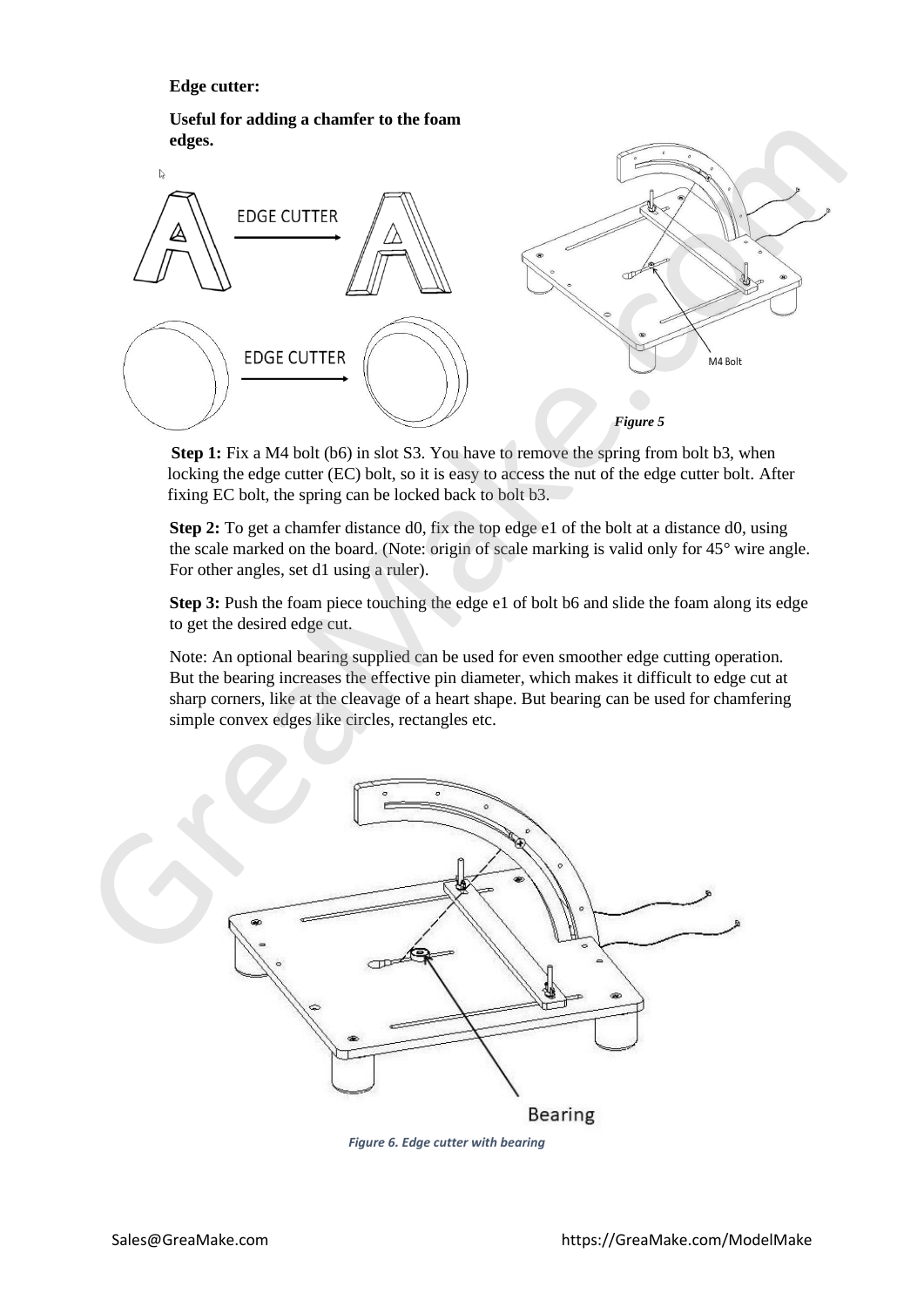**Edge cutter:**

**Useful for adding a chamfer to the foam edges.**

*Figure 5*

**Step 1:** Fix a M4 bolt (b6) in slot S3. You have to remove the spring from bolt b3, when locking the edge cutter (EC) bolt, so it is easy to access the nut of the edge cutter bolt. After fixing EC bolt, the spring can be locked back to bolt b3.

**Step 2:** To get a chamfer distance d0, fix the top edge e1 of the bolt at a distance d0, using the scale marked on the board. (Note: origin of scale marking is valid only for 45° wire angle. For other angles, set d1 using a ruler).

**Step 3:** Push the foam piece touching the edge e1 of bolt b6 and slide the foam along its edge to get the desired edge cut.

Note: An optional bearing supplied can be used for even smoother edge cutting operation. But the bearing increases the effective pin diameter, which makes it difficult to edge cut at sharp corners, like at the cleavage of a heart shape. But bearing can be used for chamfering simple convex edges like circles, rectangles etc.

*Figure 6. Edge cutter with bearing*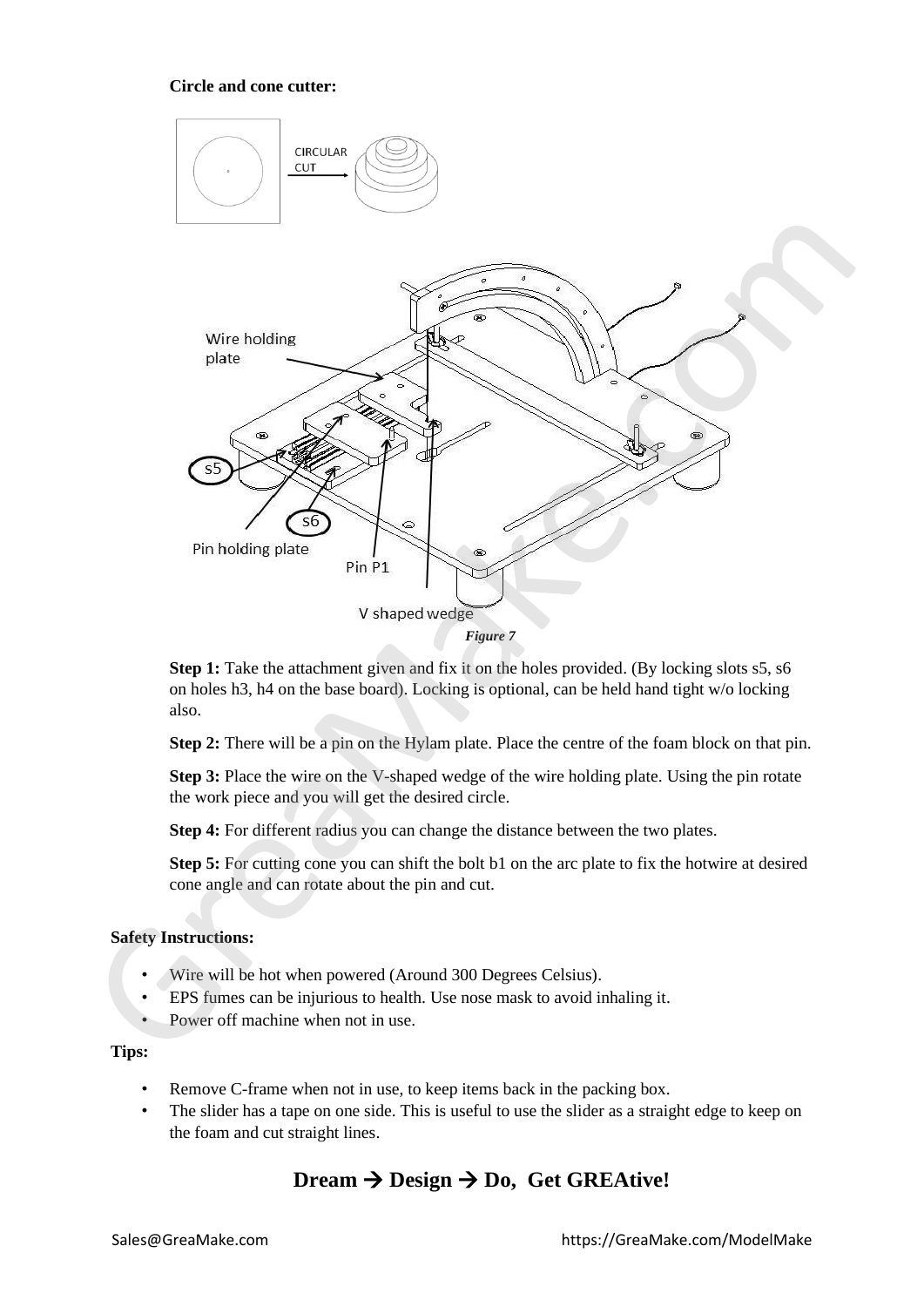**Circle and cone cutter:**

CIRCULAR CUT

Wire holding plate

s5

s6

Pin holding plate

Pin P1

V shaped wedge

*Figure 7*

**Step 1:** Take the attachment given and fix it on the holes provided. (By locking slots s5, s6 on holes h3, h4 on the base board). Locking is optional, can be held hand tight w/o locking also.

**Step 2:** There will be a pin on the Hylam plate. Place the centre of the foam block on that pin.

**Step 3:** Place the wire on the V-shaped wedge of the wire holding plate. Using the pin rotate the work piece and you will get the desired circle.

**Step 4:** For different radius you can change the distance between the two plates.

**Step 5:** For cutting cone you can shift the bolt b1 on the arc plate to fix the hotwire at desired cone angle and can rotate about the pin and cut.

**Safety Instructions:**

- Wire will be hot when powered (Around 300 Degrees Celsius).
- EPS fumes can be injurious to health. Use nose mask to avoid inhaling it.
- Power off machine when not in use.

**Tips:**

- Remove C-frame when not in use, to keep items back in the packing box.
- The slider has a tape on one side. This is useful to use the slider as a straight edge to keep on the foam and cut straight lines.

**Dream → Design → Do, Get GREAtive!**

Sales@GreaMake.com https://GreaMake.com/ModelMake